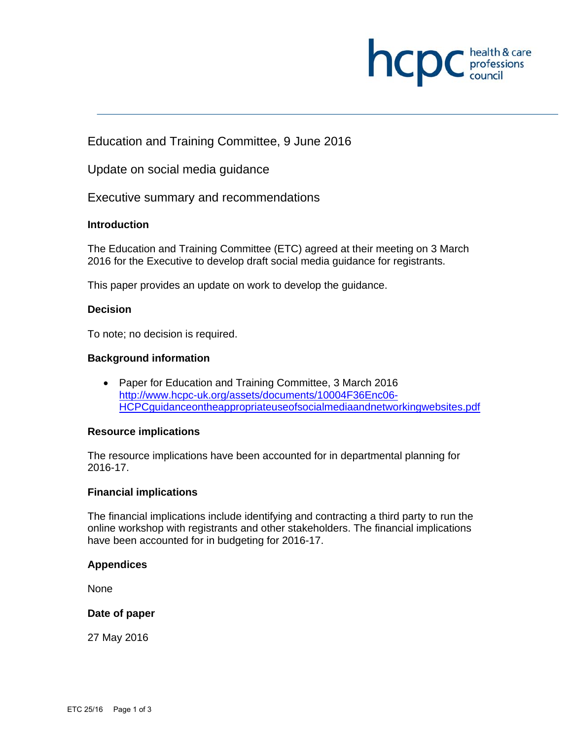Education and Training Committee, 9 June 2016

Update on social media guidance

Executive summary and recommendations

**Introduction**

The Education and Training Committee (ETC) agreed at their meeting on 3 March 2016 for the Executive to develop draft social media guidance for registrants.

This paper provides an update on work to develop the guidance.

**Decision**

To note; no decision is required.

**Background information**

- Paper for Education and Training Committee, 3 March 2016 http://www.hcpc-uk.org/assets/documents/10004F36Enc06-HCPCguidanceontheappropriateuseofsocialmediaandnetworkingwebsites.pdf

**Resource implications**

The resource implications have been accounted for in departmental planning for 2016-17.

**Financial implications**

The financial implications include identifying and contracting a third party to run the online workshop with registrants and other stakeholders. The financial implications have been accounted for in budgeting for 2016-17.

**Appendices**

None

**Date of paper**

27 May 2016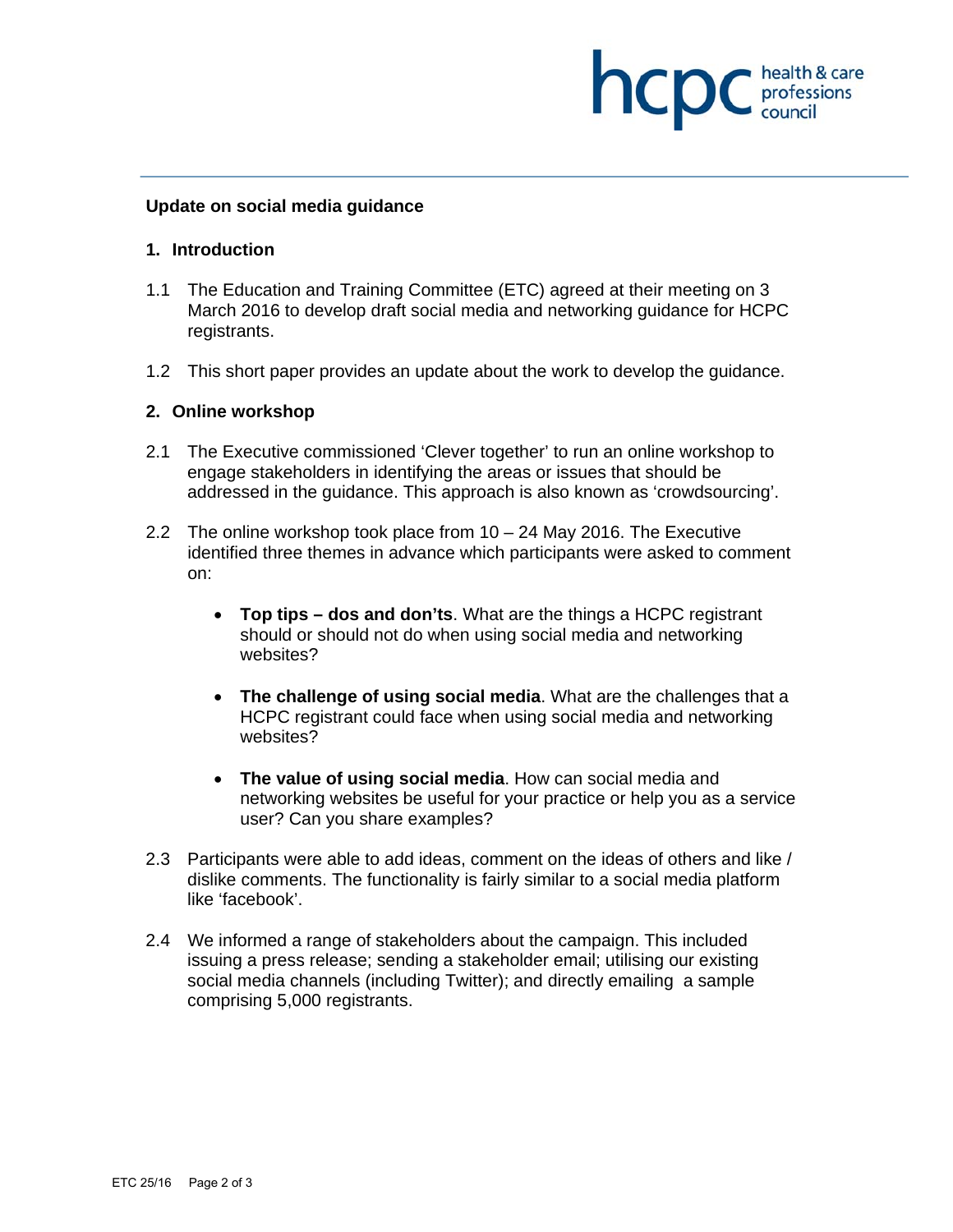**Update on social media guidance**

## 1. Introduction

1.1 The Education and Training Committee (ETC) agreed at their meeting on 3 March 2016 to develop draft social media and networking guidance for HCPC registrants.

1.2 This short paper provides an update about the work to develop the guidance.

## 2. Online workshop

2.1 The Executive commissioned 'Clever together' to run an online workshop to engage stakeholders in identifying the areas or issues that should be addressed in the guidance. This approach is also known as 'crowdsourcing'.

2.2 The online workshop took place from 10 – 24 May 2016. The Executive identified three themes in advance which participants were asked to comment on:

- **Top tips – dos and don'ts**. What are the things a HCPC registrant should or should not do when using social media and networking websites?

- **The challenge of using social media**. What are the challenges that a HCPC registrant could face when using social media and networking websites?

- **The value of using social media**. How can social media and networking websites be useful for your practice or help you as a service user? Can you share examples?

2.3 Participants were able to add ideas, comment on the ideas of others and like / dislike comments. The functionality is fairly similar to a social media platform like 'facebook'.

2.4 We informed a range of stakeholders about the campaign. This included issuing a press release; sending a stakeholder email; utilising our existing social media channels (including Twitter); and directly emailing a sample comprising 5,000 registrants.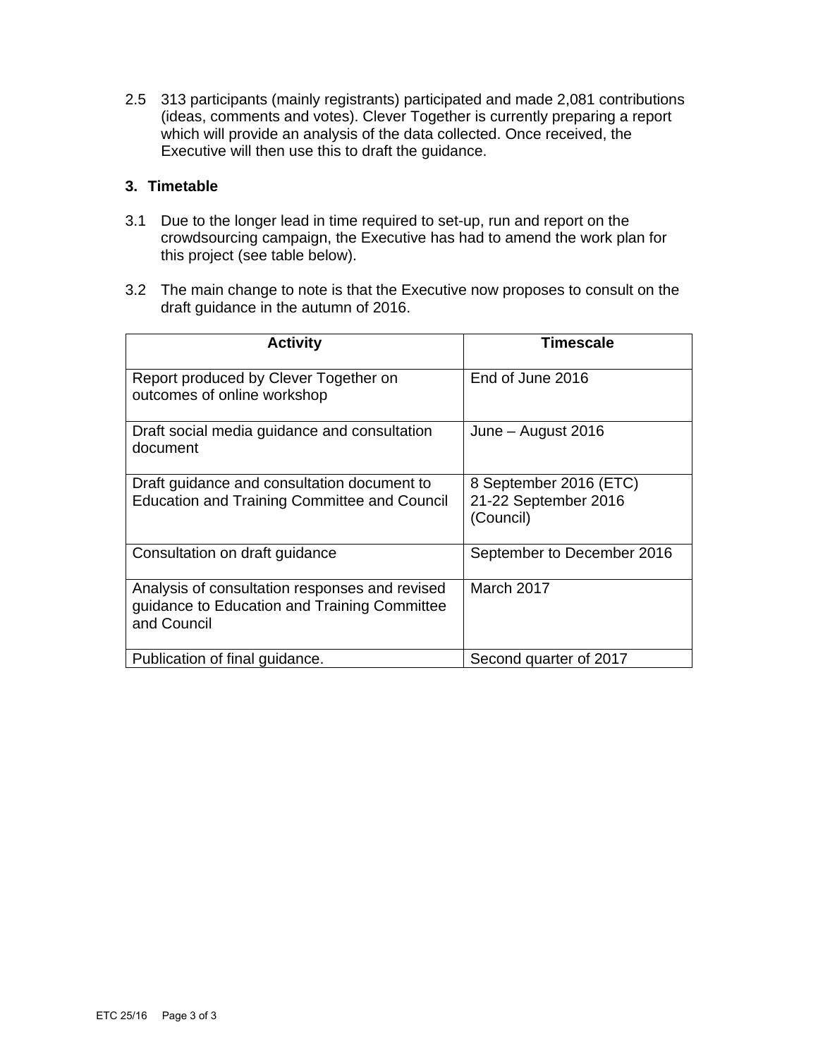2.5 313 participants (mainly registrants) participated and made 2,081 contributions (ideas, comments and votes). Clever Together is currently preparing a report which will provide an analysis of the data collected. Once received, the Executive will then use this to draft the guidance.

## 3. Timetable

3.1 Due to the longer lead in time required to set-up, run and report on the crowdsourcing campaign, the Executive has had to amend the work plan for this project (see table below).

3.2 The main change to note is that the Executive now proposes to consult on the draft guidance in the autumn of 2016.

| Activity | Timescale |
|---|---|
| Report produced by Clever Together on outcomes of online workshop | End of June 2016 |
| Draft social media guidance and consultation document | June – August 2016 |
| Draft guidance and consultation document to Education and Training Committee and Council | 8 September 2016 (ETC)<br>21-22 September 2016 (Council) |
| Consultation on draft guidance | September to December 2016 |
| Analysis of consultation responses and revised guidance to Education and Training Committee and Council | March 2017 |
| Publication of final guidance. | Second quarter of 2017 |